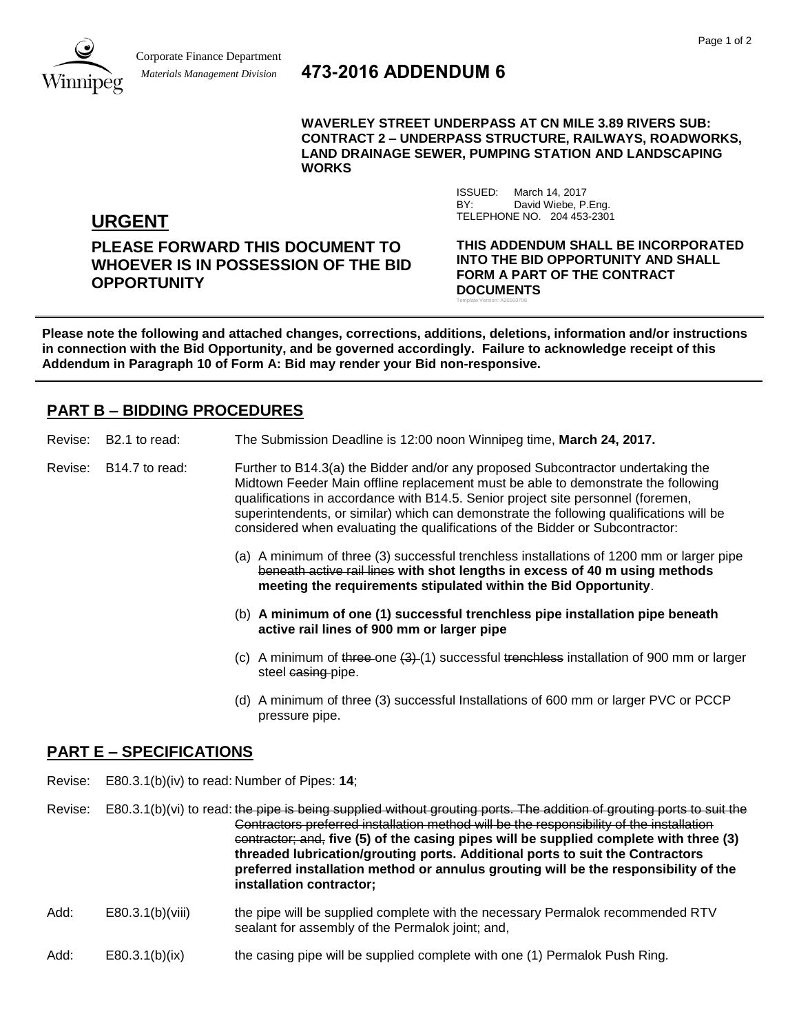Corporate Finance Department
*Materials Management Division*

# 473-2016 ADDENDUM 6

**WAVERLEY STREET UNDERPASS AT CN MILE 3.89 RIVERS SUB: CONTRACT 2 – UNDERPASS STRUCTURE, RAILWAYS, ROADWORKS, LAND DRAINAGE SEWER, PUMPING STATION AND LANDSCAPING WORKS**

ISSUED: March 14, 2017
BY: David Wiebe, P.Eng.
TELEPHONE NO. 204 453-2301

## URGENT

**PLEASE FORWARD THIS DOCUMENT TO WHOEVER IS IN POSSESSION OF THE BID OPPORTUNITY**

**THIS ADDENDUM SHALL BE INCORPORATED INTO THE BID OPPORTUNITY AND SHALL FORM A PART OF THE CONTRACT DOCUMENTS**

Template Version: A20160708

---

**Please note the following and attached changes, corrections, additions, deletions, information and/or instructions in connection with the Bid Opportunity, and be governed accordingly. Failure to acknowledge receipt of this Addendum in Paragraph 10 of Form A: Bid may render your Bid non-responsive.**

---

## PART B – BIDDING PROCEDURES

Revise: B2.1 to read: The Submission Deadline is 12:00 noon Winnipeg time, **March 24, 2017.**

Revise: B14.7 to read: Further to B14.3(a) the Bidder and/or any proposed Subcontractor undertaking the Midtown Feeder Main offline replacement must be able to demonstrate the following qualifications in accordance with B14.5. Senior project site personnel (foremen, superintendents, or similar) which can demonstrate the following qualifications will be considered when evaluating the qualifications of the Bidder or Subcontractor:

(a) A minimum of three (3) successful trenchless installations of 1200 mm or larger pipe ~~beneath active rail lines~~ **with shot lengths in excess of 40 m using methods meeting the requirements stipulated within the Bid Opportunity**.

(b) **A minimum of one (1) successful trenchless pipe installation pipe beneath active rail lines of 900 mm or larger pipe**

(c) A minimum of ~~three~~ one ~~(3)~~ (1) successful ~~trenchless~~ installation of 900 mm or larger steel ~~casing~~ pipe.

(d) A minimum of three (3) successful Installations of 600 mm or larger PVC or PCCP pressure pipe.

## PART E – SPECIFICATIONS

Revise: E80.3.1(b)(iv) to read: Number of Pipes: **14**;

Revise: E80.3.1(b)(vi) to read: ~~the pipe is being supplied without grouting ports. The addition of grouting ports to suit the Contractors preferred installation method will be the responsibility of the installation contractor; and,~~ **five (5) of the casing pipes will be supplied complete with three (3) threaded lubrication/grouting ports. Additional ports to suit the Contractors preferred installation method or annulus grouting will be the responsibility of the installation contractor;**

Add: E80.3.1(b)(viii) the pipe will be supplied complete with the necessary Permalok recommended RTV sealant for assembly of the Permalok joint; and,

Add: E80.3.1(b)(ix) the casing pipe will be supplied complete with one (1) Permalok Push Ring.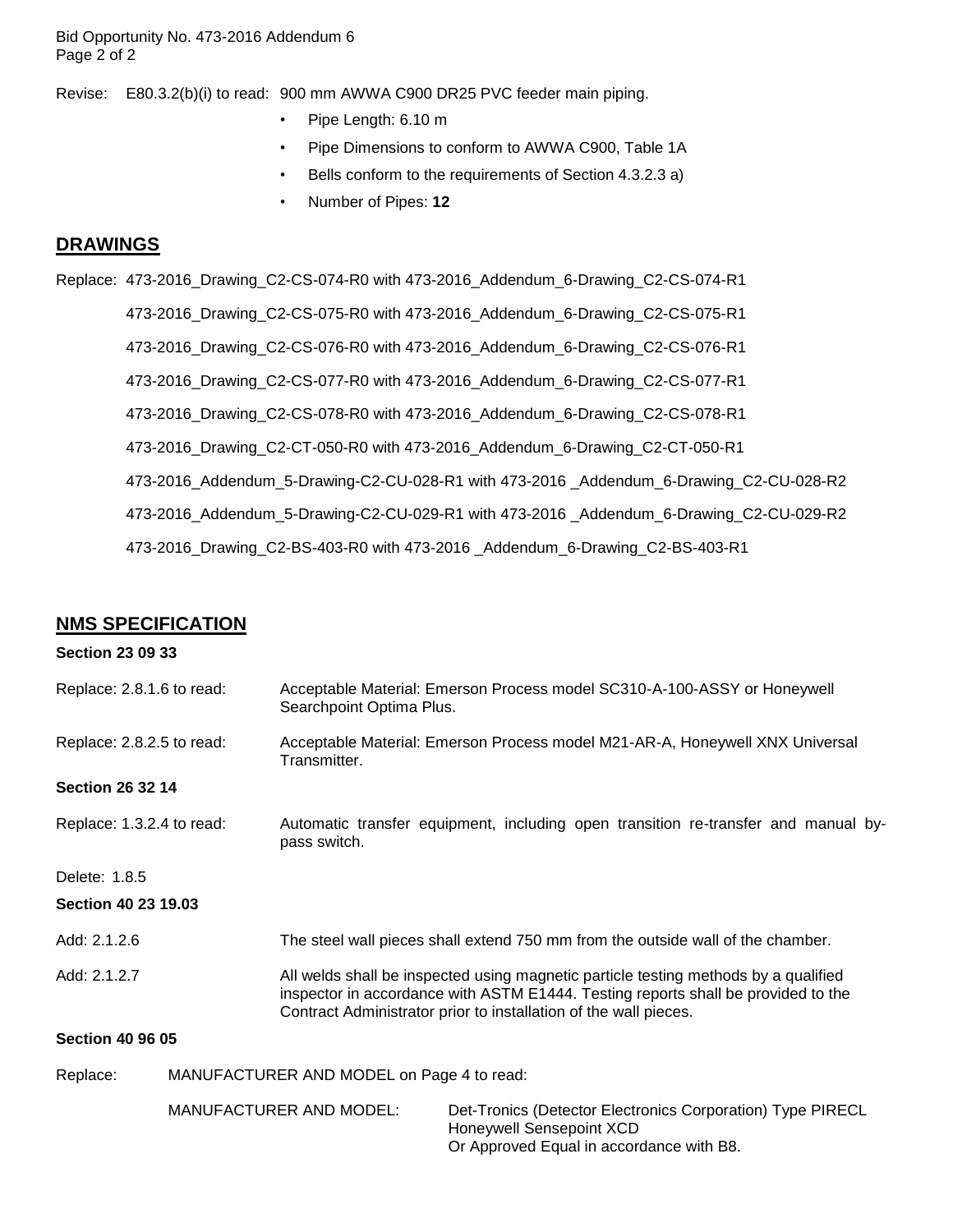Revise: E80.3.2(b)(i) to read: 900 mm AWWA C900 DR25 PVC feeder main piping.

- Pipe Length: 6.10 m
- Pipe Dimensions to conform to AWWA C900, Table 1A
- Bells conform to the requirements of Section 4.3.2.3 a)
- Number of Pipes: **12**

## DRAWINGS

Replace: 473-2016_Drawing_C2-CS-074-R0 with 473-2016_Addendum_6-Drawing_C2-CS-074-R1

473-2016_Drawing_C2-CS-075-R0 with 473-2016_Addendum_6-Drawing_C2-CS-075-R1

473-2016_Drawing_C2-CS-076-R0 with 473-2016_Addendum_6-Drawing_C2-CS-076-R1

473-2016_Drawing_C2-CS-077-R0 with 473-2016_Addendum_6-Drawing_C2-CS-077-R1

473-2016_Drawing_C2-CS-078-R0 with 473-2016_Addendum_6-Drawing_C2-CS-078-R1

473-2016_Drawing_C2-CT-050-R0 with 473-2016_Addendum_6-Drawing_C2-CT-050-R1

473-2016_Addendum_5-Drawing-C2-CU-028-R1 with 473-2016 _Addendum_6-Drawing_C2-CU-028-R2

473-2016_Addendum_5-Drawing-C2-CU-029-R1 with 473-2016 _Addendum_6-Drawing_C2-CU-029-R2

473-2016_Drawing_C2-BS-403-R0 with 473-2016 _Addendum_6-Drawing_C2-BS-403-R1

## NMS SPECIFICATION

**Section 23 09 33**

Replace: 2.8.1.6 to read: Acceptable Material: Emerson Process model SC310-A-100-ASSY or Honeywell Searchpoint Optima Plus.

Replace: 2.8.2.5 to read: Acceptable Material: Emerson Process model M21-AR-A, Honeywell XNX Universal Transmitter.

**Section 26 32 14**

Replace: 1.3.2.4 to read: Automatic transfer equipment, including open transition re-transfer and manual by-pass switch.

Delete: 1.8.5

**Section 40 23 19.03**

Add: 2.1.2.6 The steel wall pieces shall extend 750 mm from the outside wall of the chamber.

Add: 2.1.2.7 All welds shall be inspected using magnetic particle testing methods by a qualified inspector in accordance with ASTM E1444. Testing reports shall be provided to the Contract Administrator prior to installation of the wall pieces.

**Section 40 96 05**

Replace: MANUFACTURER AND MODEL on Page 4 to read:

MANUFACTURER AND MODEL: Det-Tronics (Detector Electronics Corporation) Type PIRECL
Honeywell Sensepoint XCD
Or Approved Equal in accordance with B8.